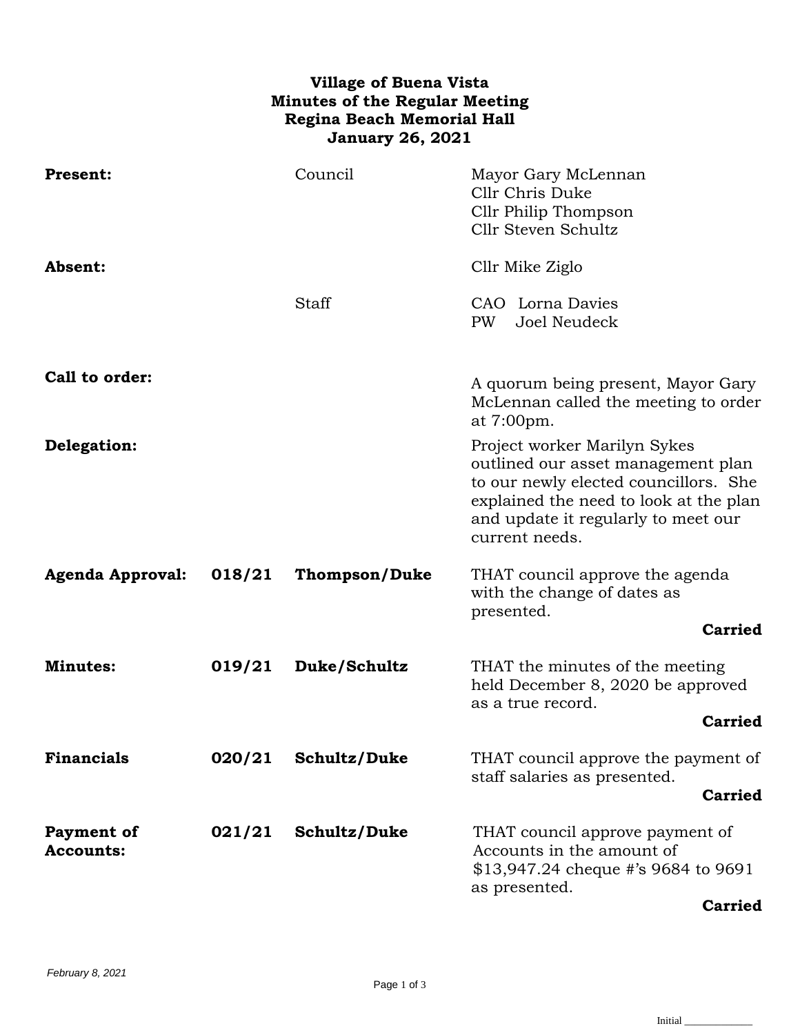**Village of Buena Vista**
**Minutes of the Regular Meeting**
**Regina Beach Memorial Hall**
**January 26, 2021**

| | | | |
|---|---|---|---|
| **Present:** | | Council | Mayor Gary McLennan<br>Cllr Chris Duke<br>Cllr Philip Thompson<br>Cllr Steven Schultz |
| **Absent:** | | | Cllr Mike Ziglo |
| | | Staff | CAO Lorna Davies<br>PW Joel Neudeck |
| **Call to order:** | | | A quorum being present, Mayor Gary McLennan called the meeting to order at 7:00pm. |
| **Delegation:** | | | Project worker Marilyn Sykes outlined our asset management plan to our newly elected councillors. She explained the need to look at the plan and update it regularly to meet our current needs. |
| **Agenda Approval:** | **018/21** | **Thompson/Duke** | THAT council approve the agenda with the change of dates as presented.<br>**Carried** |
| **Minutes:** | **019/21** | **Duke/Schultz** | THAT the minutes of the meeting held December 8, 2020 be approved as a true record.<br>**Carried** |
| **Financials** | **020/21** | **Schultz/Duke** | THAT council approve the payment of staff salaries as presented.<br>**Carried** |
| **Payment of Accounts:** | **021/21** | **Schultz/Duke** | THAT council approve payment of Accounts in the amount of $13,947.24 cheque #'s 9684 to 9691 as presented.<br>**Carried** |

*February 8, 2021*

Initial ____________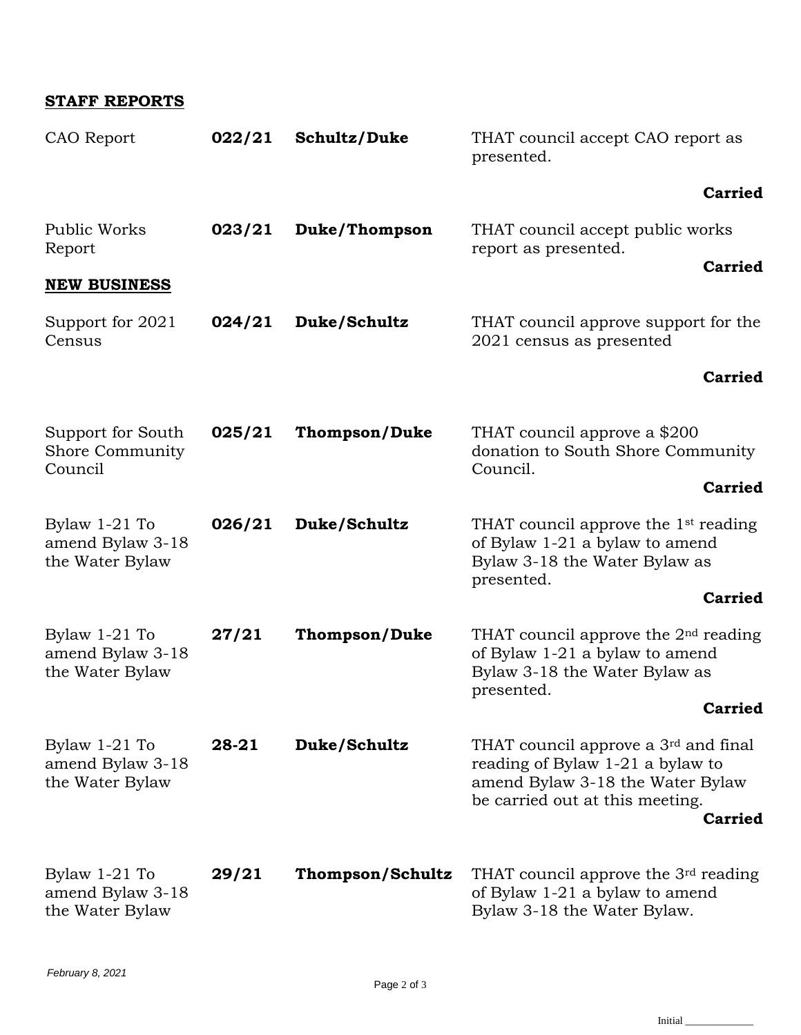## STAFF REPORTS

| | | | |
|---|---|---|---|
| CAO Report | **022/21** | **Schultz/Duke** | THAT council accept CAO report as presented.<br>**Carried** |
| Public Works Report | **023/21** | **Duke/Thompson** | THAT council accept public works report as presented.<br>**Carried** |

## NEW BUSINESS

| | | | |
|---|---|---|---|
| Support for 2021 Census | **024/21** | **Duke/Schultz** | THAT council approve support for the 2021 census as presented<br>**Carried** |
| Support for South Shore Community Council | **025/21** | **Thompson/Duke** | THAT council approve a $200 donation to South Shore Community Council.<br>**Carried** |
| Bylaw 1-21 To amend Bylaw 3-18 the Water Bylaw | **026/21** | **Duke/Schultz** | THAT council approve the 1st reading of Bylaw 1-21 a bylaw to amend Bylaw 3-18 the Water Bylaw as presented.<br>**Carried** |
| Bylaw 1-21 To amend Bylaw 3-18 the Water Bylaw | **27/21** | **Thompson/Duke** | THAT council approve the 2nd reading of Bylaw 1-21 a bylaw to amend Bylaw 3-18 the Water Bylaw as presented.<br>**Carried** |
| Bylaw 1-21 To amend Bylaw 3-18 the Water Bylaw | **28-21** | **Duke/Schultz** | THAT council approve a 3rd and final reading of Bylaw 1-21 a bylaw to amend Bylaw 3-18 the Water Bylaw be carried out at this meeting.<br>**Carried** |
| Bylaw 1-21 To amend Bylaw 3-18 the Water Bylaw | **29/21** | **Thompson/Schultz** | THAT council approve the 3rd reading of Bylaw 1-21 a bylaw to amend Bylaw 3-18 the Water Bylaw. |

*February 8, 2021*

Initial ____________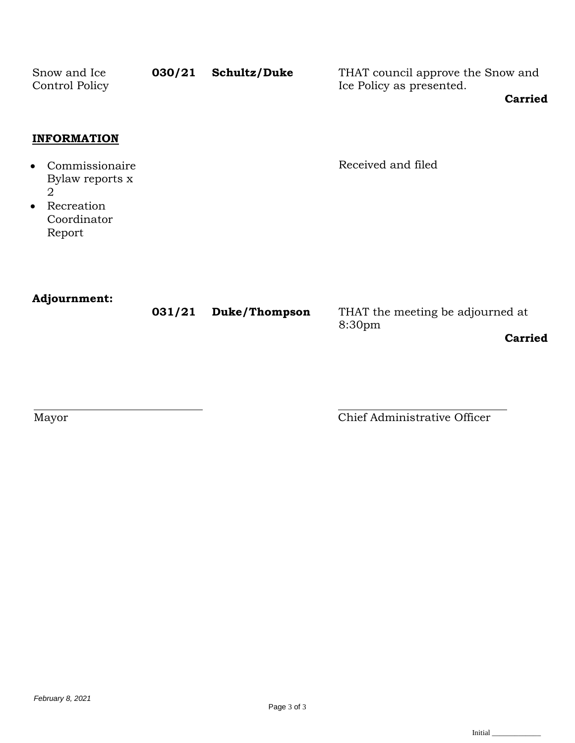| | | | |
|---|---|---|---|
| Snow and Ice Control Policy | **030/21** | **Schultz/Duke** | THAT council approve the Snow and Ice Policy as presented. **Carried** |

**INFORMATION**

- Commissionaire Bylaw reports x 2
- Recreation Coordinator Report

Received and filed

**Adjournment:**

| | | | |
|---|---|---|---|
| | **031/21** | **Duke/Thompson** | THAT the meeting be adjourned at 8:30pm **Carried** |

\_\_\_\_\_\_\_\_\_\_\_\_\_\_\_\_\_\_\_\_\_\_\_\_\_\_\_\_
Mayor

\_\_\_\_\_\_\_\_\_\_\_\_\_\_\_\_\_\_\_\_\_\_\_\_\_\_\_\_
Chief Administrative Officer

*February 8, 2021*

Initial \_\_\_\_\_\_\_\_\_\_\_\_